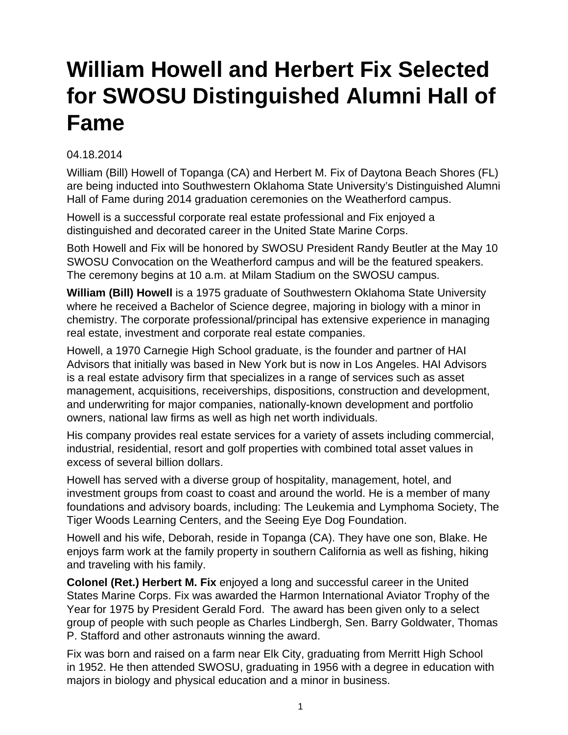# William Howell and Herbert Fix Selected for SWOSU Distinguished Alumni Hall of Fame

04.18.2014

William (Bill) Howell of Topanga (CA) and Herbert M. Fix of Daytona Beach Shores (FL) are being inducted into Southwestern Oklahoma State University's Distinguished Alumni Hall of Fame during 2014 graduation ceremonies on the Weatherford campus.

Howell is a successful corporate real estate professional and Fix enjoyed a distinguished and decorated career in the United State Marine Corps.

Both Howell and Fix will be honored by SWOSU President Randy Beutler at the May 10 SWOSU Convocation on the Weatherford campus and will be the featured speakers. The ceremony begins at 10 a.m. at Milam Stadium on the SWOSU campus.

**William (Bill) Howell** is a 1975 graduate of Southwestern Oklahoma State University where he received a Bachelor of Science degree, majoring in biology with a minor in chemistry. The corporate professional/principal has extensive experience in managing real estate, investment and corporate real estate companies.

Howell, a 1970 Carnegie High School graduate, is the founder and partner of HAI Advisors that initially was based in New York but is now in Los Angeles. HAI Advisors is a real estate advisory firm that specializes in a range of services such as asset management, acquisitions, receiverships, dispositions, construction and development, and underwriting for major companies, nationally-known development and portfolio owners, national law firms as well as high net worth individuals.

His company provides real estate services for a variety of assets including commercial, industrial, residential, resort and golf properties with combined total asset values in excess of several billion dollars.

Howell has served with a diverse group of hospitality, management, hotel, and investment groups from coast to coast and around the world. He is a member of many foundations and advisory boards, including: The Leukemia and Lymphoma Society, The Tiger Woods Learning Centers, and the Seeing Eye Dog Foundation.

Howell and his wife, Deborah, reside in Topanga (CA). They have one son, Blake. He enjoys farm work at the family property in southern California as well as fishing, hiking and traveling with his family.

**Colonel (Ret.) Herbert M. Fix** enjoyed a long and successful career in the United States Marine Corps. Fix was awarded the Harmon International Aviator Trophy of the Year for 1975 by President Gerald Ford. The award has been given only to a select group of people with such people as Charles Lindbergh, Sen. Barry Goldwater, Thomas P. Stafford and other astronauts winning the award.

Fix was born and raised on a farm near Elk City, graduating from Merritt High School in 1952. He then attended SWOSU, graduating in 1956 with a degree in education with majors in biology and physical education and a minor in business.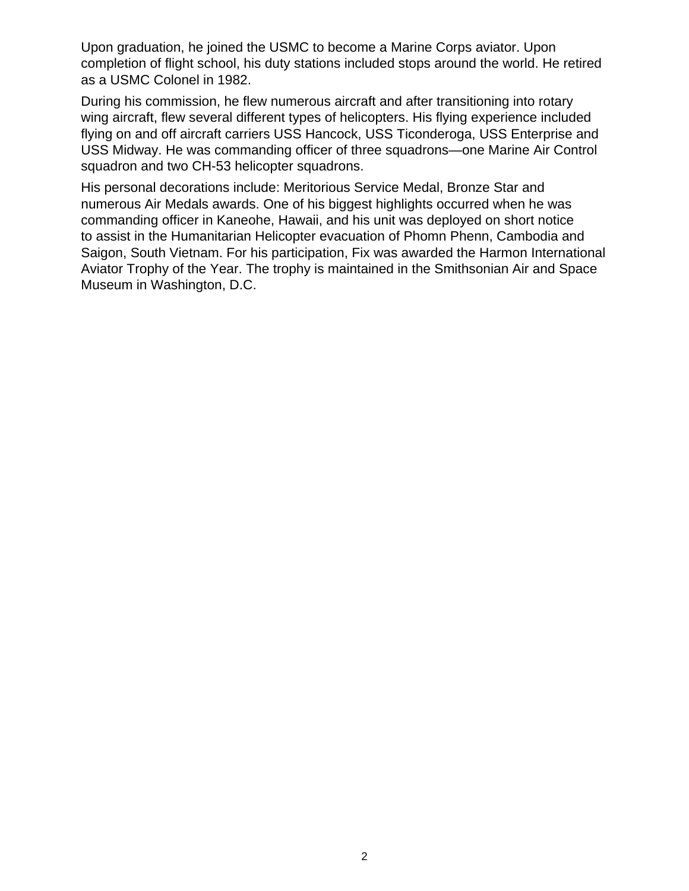Upon graduation, he joined the USMC to become a Marine Corps aviator. Upon completion of flight school, his duty stations included stops around the world. He retired as a USMC Colonel in 1982.

During his commission, he flew numerous aircraft and after transitioning into rotary wing aircraft, flew several different types of helicopters. His flying experience included flying on and off aircraft carriers USS Hancock, USS Ticonderoga, USS Enterprise and USS Midway. He was commanding officer of three squadrons—one Marine Air Control squadron and two CH-53 helicopter squadrons.

His personal decorations include: Meritorious Service Medal, Bronze Star and numerous Air Medals awards. One of his biggest highlights occurred when he was commanding officer in Kaneohe, Hawaii, and his unit was deployed on short notice to assist in the Humanitarian Helicopter evacuation of Phomn Phenn, Cambodia and Saigon, South Vietnam. For his participation, Fix was awarded the Harmon International Aviator Trophy of the Year. The trophy is maintained in the Smithsonian Air and Space Museum in Washington, D.C.